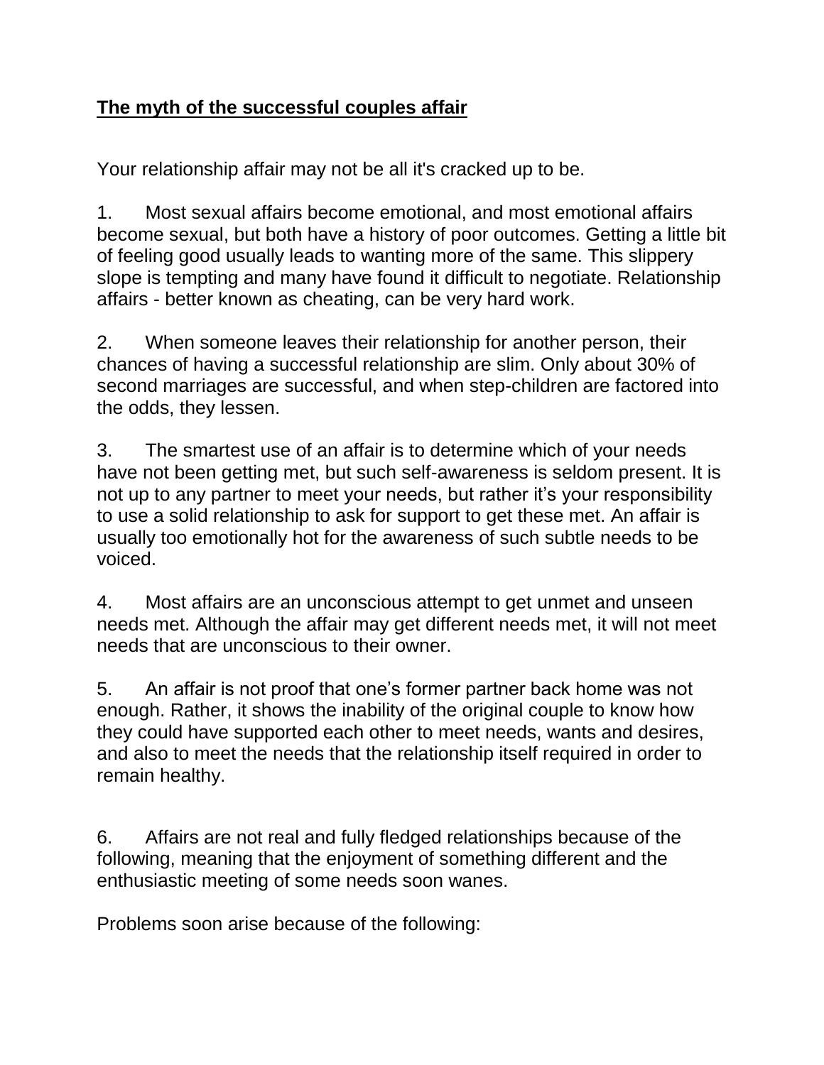## **The myth of the successful couples affair**

Your relationship affair may not be all it's cracked up to be.

1. Most sexual affairs become emotional, and most emotional affairs become sexual, but both have a history of poor outcomes. Getting a little bit of feeling good usually leads to wanting more of the same. This slippery slope is tempting and many have found it difficult to negotiate. Relationship affairs - better known as cheating, can be very hard work.

2. When someone leaves their relationship for another person, their chances of having a successful relationship are slim. Only about 30% of second marriages are successful, and when step-children are factored into the odds, they lessen.

3. The smartest use of an affair is to determine which of your needs have not been getting met, but such self-awareness is seldom present. It is not up to any partner to meet your needs, but rather it's your responsibility to use a solid relationship to ask for support to get these met. An affair is usually too emotionally hot for the awareness of such subtle needs to be voiced.

4. Most affairs are an unconscious attempt to get unmet and unseen needs met. Although the affair may get different needs met, it will not meet needs that are unconscious to their owner.

5. An affair is not proof that one's former partner back home was not enough. Rather, it shows the inability of the original couple to know how they could have supported each other to meet needs, wants and desires, and also to meet the needs that the relationship itself required in order to remain healthy.

6. Affairs are not real and fully fledged relationships because of the following, meaning that the enjoyment of something different and the enthusiastic meeting of some needs soon wanes.

Problems soon arise because of the following: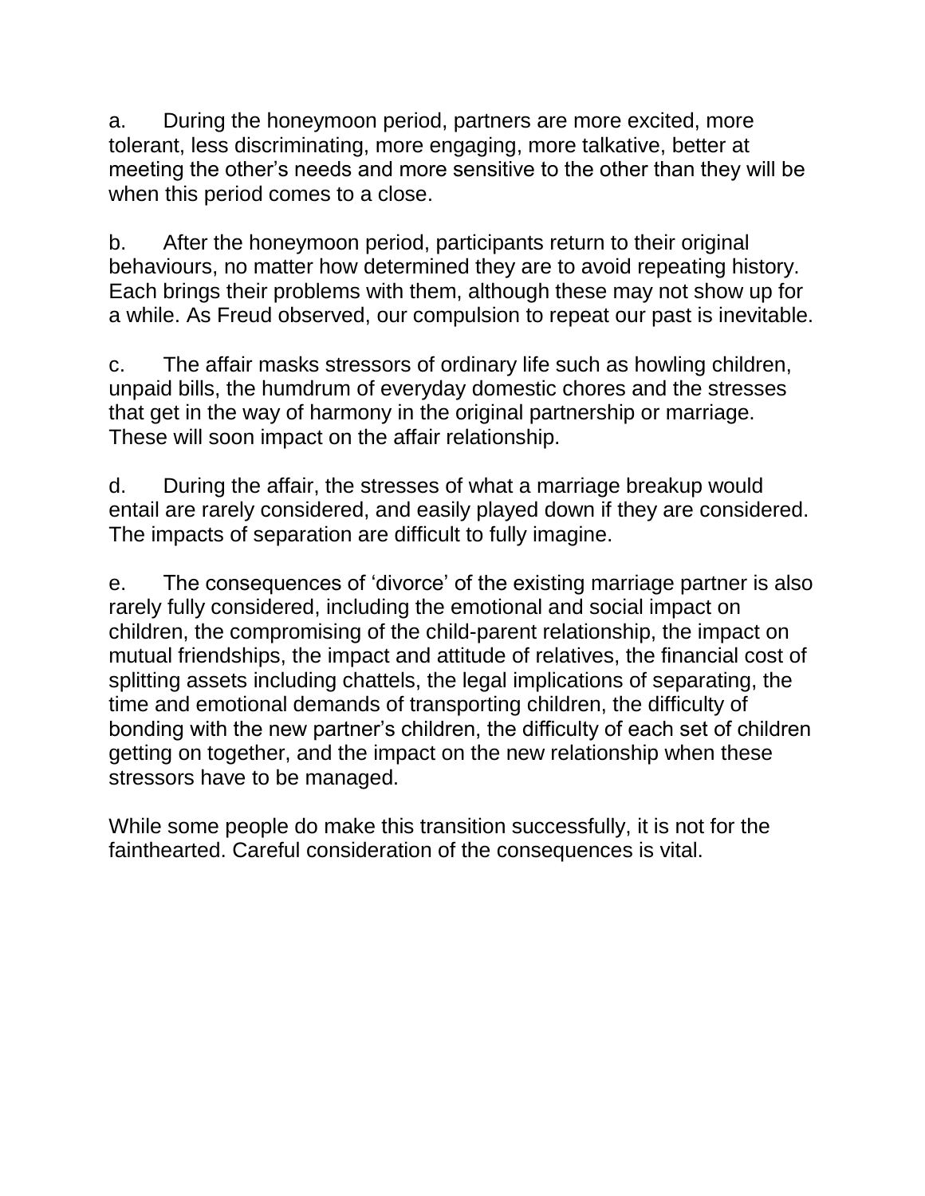a. During the honeymoon period, partners are more excited, more tolerant, less discriminating, more engaging, more talkative, better at meeting the other's needs and more sensitive to the other than they will be when this period comes to a close.

b. After the honeymoon period, participants return to their original behaviours, no matter how determined they are to avoid repeating history. Each brings their problems with them, although these may not show up for a while. As Freud observed, our compulsion to repeat our past is inevitable.

c. The affair masks stressors of ordinary life such as howling children, unpaid bills, the humdrum of everyday domestic chores and the stresses that get in the way of harmony in the original partnership or marriage. These will soon impact on the affair relationship.

d. During the affair, the stresses of what a marriage breakup would entail are rarely considered, and easily played down if they are considered. The impacts of separation are difficult to fully imagine.

e. The consequences of 'divorce' of the existing marriage partner is also rarely fully considered, including the emotional and social impact on children, the compromising of the child-parent relationship, the impact on mutual friendships, the impact and attitude of relatives, the financial cost of splitting assets including chattels, the legal implications of separating, the time and emotional demands of transporting children, the difficulty of bonding with the new partner's children, the difficulty of each set of children getting on together, and the impact on the new relationship when these stressors have to be managed.

While some people do make this transition successfully, it is not for the fainthearted. Careful consideration of the consequences is vital.